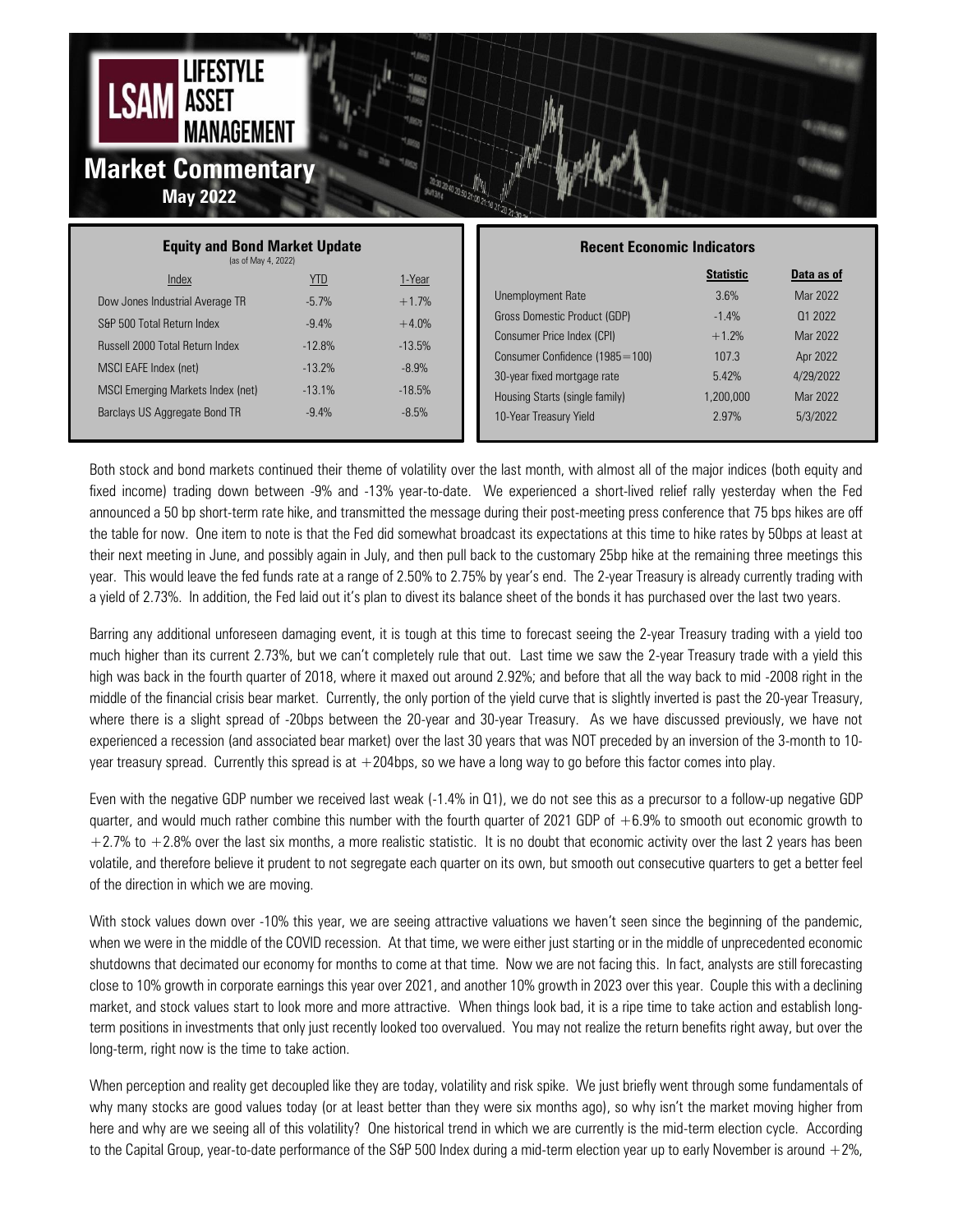# LSAM Lifestyle Asset Management

## Market Commentary

**May 2022**

### Equity and Bond Market Update

(as of May 4, 2022)

| Index | YTD | 1-Year |
|---|---|---|
| Dow Jones Industrial Average TR | -5.7% | +1.7% |
| S&P 500 Total Return Index | -9.4% | +4.0% |
| Russell 2000 Total Return Index | -12.8% | -13.5% |
| MSCI EAFE Index (net) | -13.2% | -8.9% |
| MSCI Emerging Markets Index (net) | -13.1% | -18.5% |
| Barclays US Aggregate Bond TR | -9.4% | -8.5% |

### Recent Economic Indicators

| | Statistic | Data as of |
|---|---|---|
| Unemployment Rate | 3.6% | Mar 2022 |
| Gross Domestic Product (GDP) | -1.4% | Q1 2022 |
| Consumer Price Index (CPI) | +1.2% | Mar 2022 |
| Consumer Confidence (1985=100) | 107.3 | Apr 2022 |
| 30-year fixed mortgage rate | 5.42% | 4/29/2022 |
| Housing Starts (single family) | 1,200,000 | Mar 2022 |
| 10-Year Treasury Yield | 2.97% | 5/3/2022 |

Both stock and bond markets continued their theme of volatility over the last month, with almost all of the major indices (both equity and fixed income) trading down between -9% and -13% year-to-date. We experienced a short-lived relief rally yesterday when the Fed announced a 50 bp short-term rate hike, and transmitted the message during their post-meeting press conference that 75 bps hikes are off the table for now. One item to note is that the Fed did somewhat broadcast its expectations at this time to hike rates by 50bps at least at their next meeting in June, and possibly again in July, and then pull back to the customary 25bp hike at the remaining three meetings this year. This would leave the fed funds rate at a range of 2.50% to 2.75% by year's end. The 2-year Treasury is already currently trading with a yield of 2.73%. In addition, the Fed laid out it's plan to divest its balance sheet of the bonds it has purchased over the last two years.

Barring any additional unforeseen damaging event, it is tough at this time to forecast seeing the 2-year Treasury trading with a yield too much higher than its current 2.73%, but we can't completely rule that out. Last time we saw the 2-year Treasury trade with a yield this high was back in the fourth quarter of 2018, where it maxed out around 2.92%; and before that all the way back to mid -2008 right in the middle of the financial crisis bear market. Currently, the only portion of the yield curve that is slightly inverted is past the 20-year Treasury, where there is a slight spread of -20bps between the 20-year and 30-year Treasury. As we have discussed previously, we have not experienced a recession (and associated bear market) over the last 30 years that was NOT preceded by an inversion of the 3-month to 10-year treasury spread. Currently this spread is at +204bps, so we have a long way to go before this factor comes into play.

Even with the negative GDP number we received last weak (-1.4% in Q1), we do not see this as a precursor to a follow-up negative GDP quarter, and would much rather combine this number with the fourth quarter of 2021 GDP of +6.9% to smooth out economic growth to +2.7% to +2.8% over the last six months, a more realistic statistic. It is no doubt that economic activity over the last 2 years has been volatile, and therefore believe it prudent to not segregate each quarter on its own, but smooth out consecutive quarters to get a better feel of the direction in which we are moving.

With stock values down over -10% this year, we are seeing attractive valuations we haven't seen since the beginning of the pandemic, when we were in the middle of the COVID recession. At that time, we were either just starting or in the middle of unprecedented economic shutdowns that decimated our economy for months to come at that time. Now we are not facing this. In fact, analysts are still forecasting close to 10% growth in corporate earnings this year over 2021, and another 10% growth in 2023 over this year. Couple this with a declining market, and stock values start to look more and more attractive. When things look bad, it is a ripe time to take action and establish long-term positions in investments that only just recently looked too overvalued. You may not realize the return benefits right away, but over the long-term, right now is the time to take action.

When perception and reality get decoupled like they are today, volatility and risk spike. We just briefly went through some fundamentals of why many stocks are good values today (or at least better than they were six months ago), so why isn't the market moving higher from here and why are we seeing all of this volatility? One historical trend in which we are currently is the mid-term election cycle. According to the Capital Group, year-to-date performance of the S&P 500 Index during a mid-term election year up to early November is around +2%,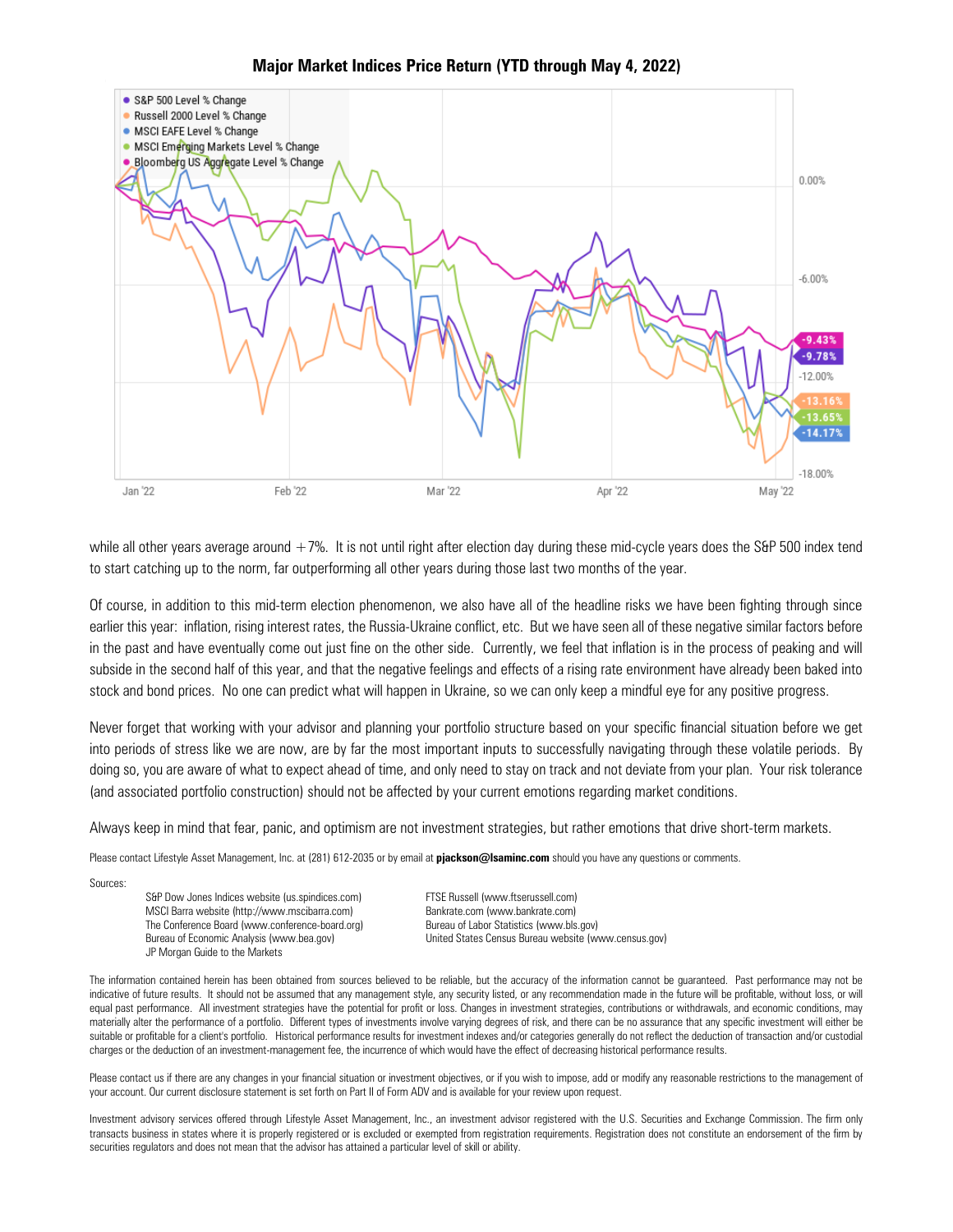**Major Market Indices Price Return (YTD through May 4, 2022)**

S&P 500 Level % Change
Russell 2000 Level % Change
MSCI EAFE Level % Change
MSCI Emerging Markets Level % Change
Bloomberg US Aggregate Level % Change

0.00%
-6.00%
-12.00%
-18.00%

-9.43%
-9.78%
-13.16%
-13.65%
-14.17%

Jan '22
Feb '22
Mar '22
Apr '22
May '22

while all other years average around +7%. It is not until right after election day during these mid-cycle years does the S&P 500 index tend to start catching up to the norm, far outperforming all other years during those last two months of the year.

Of course, in addition to this mid-term election phenomenon, we also have all of the headline risks we have been fighting through since earlier this year: inflation, rising interest rates, the Russia-Ukraine conflict, etc. But we have seen all of these negative similar factors before in the past and have eventually come out just fine on the other side. Currently, we feel that inflation is in the process of peaking and will subside in the second half of this year, and that the negative feelings and effects of a rising rate environment have already been baked into stock and bond prices. No one can predict what will happen in Ukraine, so we can only keep a mindful eye for any positive progress.

Never forget that working with your advisor and planning your portfolio structure based on your specific financial situation before we get into periods of stress like we are now, are by far the most important inputs to successfully navigating through these volatile periods. By doing so, you are aware of what to expect ahead of time, and only need to stay on track and not deviate from your plan. Your risk tolerance (and associated portfolio construction) should not be affected by your current emotions regarding market conditions.

Always keep in mind that fear, panic, and optimism are not investment strategies, but rather emotions that drive short-term markets.

Please contact Lifestyle Asset Management, Inc. at (281) 612-2035 or by email at **pjackson@lsaminc.com** should you have any questions or comments.

Sources:

- S&P Dow Jones Indices website (us.spindices.com)
- MSCI Barra website (http://www.mscibarra.com)
- The Conference Board (www.conference-board.org)
- Bureau of Economic Analysis (www.bea.gov)
- JP Morgan Guide to the Markets
- FTSE Russell (www.ftserussell.com)
- Bankrate.com (www.bankrate.com)
- Bureau of Labor Statistics (www.bls.gov)
- United States Census Bureau website (www.census.gov)

The information contained herein has been obtained from sources believed to be reliable, but the accuracy of the information cannot be guaranteed. Past performance may not be indicative of future results. It should not be assumed that any management style, any security listed, or any recommendation made in the future will be profitable, without loss, or will equal past performance. All investment strategies have the potential for profit or loss. Changes in investment strategies, contributions or withdrawals, and economic conditions, may materially alter the performance of a portfolio. Different types of investments involve varying degrees of risk, and there can be no assurance that any specific investment will either be suitable or profitable for a client's portfolio. Historical performance results for investment indexes and/or categories generally do not reflect the deduction of transaction and/or custodial charges or the deduction of an investment-management fee, the incurrence of which would have the effect of decreasing historical performance results.

Please contact us if there are any changes in your financial situation or investment objectives, or if you wish to impose, add or modify any reasonable restrictions to the management of your account. Our current disclosure statement is set forth on Part II of Form ADV and is available for your review upon request.

Investment advisory services offered through Lifestyle Asset Management, Inc., an investment advisor registered with the U.S. Securities and Exchange Commission. The firm only transacts business in states where it is properly registered or is excluded or exempted from registration requirements. Registration does not constitute an endorsement of the firm by securities regulators and does not mean that the advisor has attained a particular level of skill or ability.